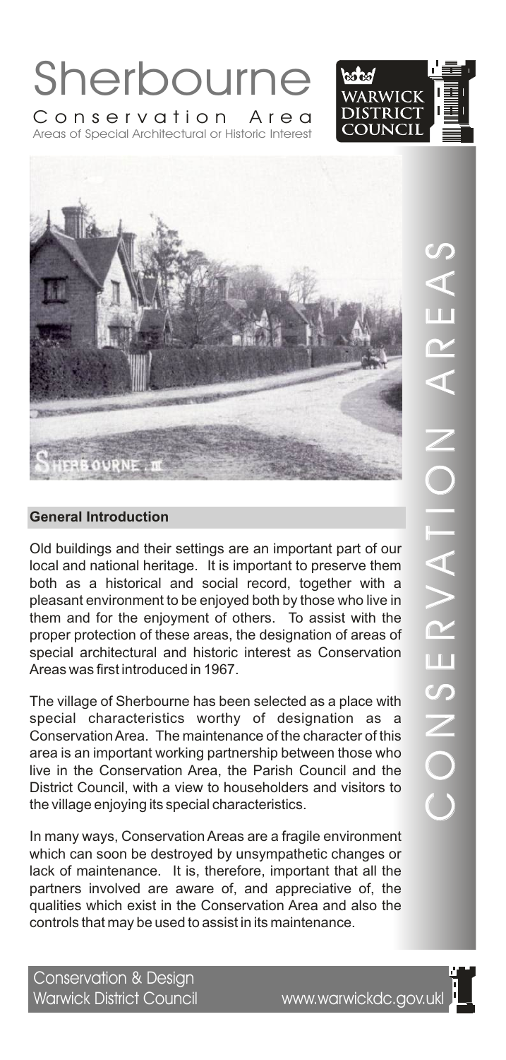# Sherbourne

Conservation Area

Areas of Special Architectural or Historic Interest

WARWICK DISTRICT COUNCIL

SHERBOURNE . III

CONSERVATION AREAS

## General Introduction

Old buildings and their settings are an important part of our local and national heritage. It is important to preserve them both as a historical and social record, together with a pleasant environment to be enjoyed both by those who live in them and for the enjoyment of others. To assist with the proper protection of these areas, the designation of areas of special architectural and historic interest as Conservation Areas was first introduced in 1967.

The village of Sherbourne has been selected as a place with special characteristics worthy of designation as a Conservation Area. The maintenance of the character of this area is an important working partnership between those who live in the Conservation Area, the Parish Council and the District Council, with a view to householders and visitors to the village enjoying its special characteristics.

In many ways, Conservation Areas are a fragile environment which can soon be destroyed by unsympathetic changes or lack of maintenance. It is, therefore, important that all the partners involved are aware of, and appreciative of, the qualities which exist in the Conservation Area and also the controls that may be used to assist in its maintenance.

Conservation & Design
Warwick District Council www.warwickdc.gov.uk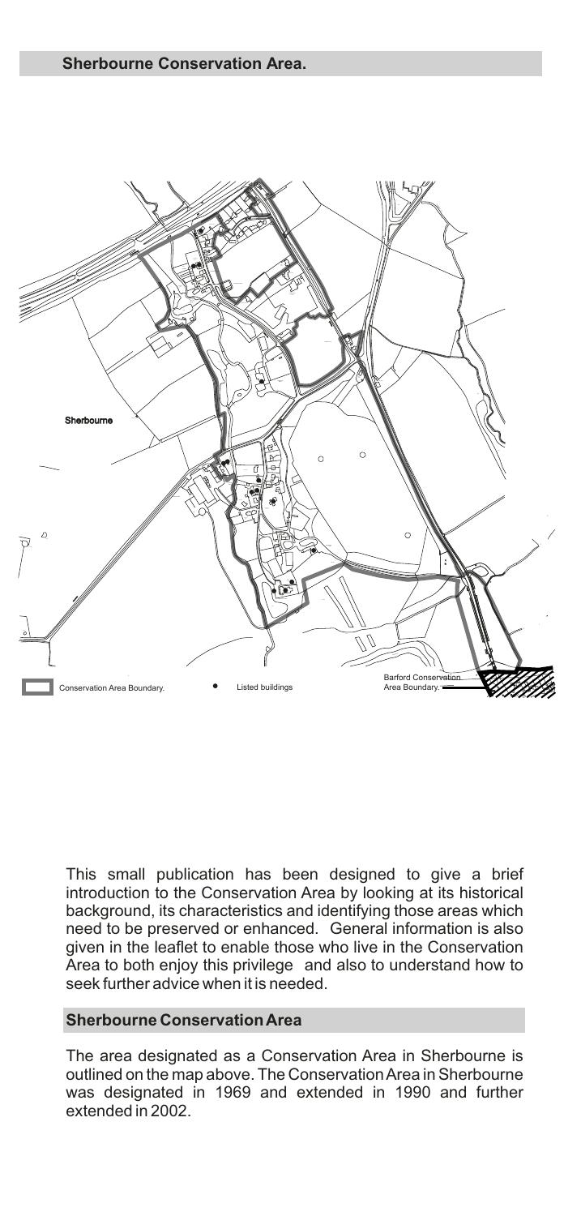## Sherbourne Conservation Area.

This small publication has been designed to give a brief introduction to the Conservation Area by looking at its historical background, its characteristics and identifying those areas which need to be preserved or enhanced. General information is also given in the leaflet to enable those who live in the Conservation Area to both enjoy this privilege and also to understand how to seek further advice when it is needed.

## Sherbourne Conservation Area

The area designated as a Conservation Area in Sherbourne is outlined on the map above. The Conservation Area in Sherbourne was designated in 1969 and extended in 1990 and further extended in 2002.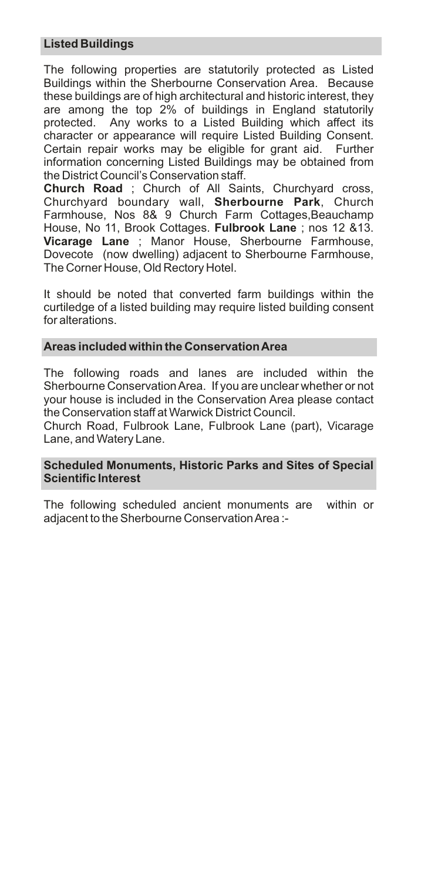## Listed Buildings

The following properties are statutorily protected as Listed Buildings within the Sherbourne Conservation Area. Because these buildings are of high architectural and historic interest, they are among the top 2% of buildings in England statutorily protected. Any works to a Listed Building which affect its character or appearance will require Listed Building Consent. Certain repair works may be eligible for grant aid. Further information concerning Listed Buildings may be obtained from the District Council's Conservation staff.

**Church Road** ; Church of All Saints, Churchyard cross, Churchyard boundary wall, **Sherbourne Park**, Church Farmhouse, Nos 8& 9 Church Farm Cottages,Beauchamp House, No 11, Brook Cottages. **Fulbrook Lane** ; nos 12 &13. **Vicarage Lane** ; Manor House, Sherbourne Farmhouse, Dovecote (now dwelling) adjacent to Sherbourne Farmhouse, The Corner House, Old Rectory Hotel.

It should be noted that converted farm buildings within the curtiledge of a listed building may require listed building consent for alterations.

## Areas included within the Conservation Area

The following roads and lanes are included within the Sherbourne Conservation Area. If you are unclear whether or not your house is included in the Conservation Area please contact the Conservation staff at Warwick District Council.

Church Road, Fulbrook Lane, Fulbrook Lane (part), Vicarage Lane, and Watery Lane.

## Scheduled Monuments, Historic Parks and Sites of Special Scientific Interest

The following scheduled ancient monuments are within or adjacent to the Sherbourne Conservation Area :-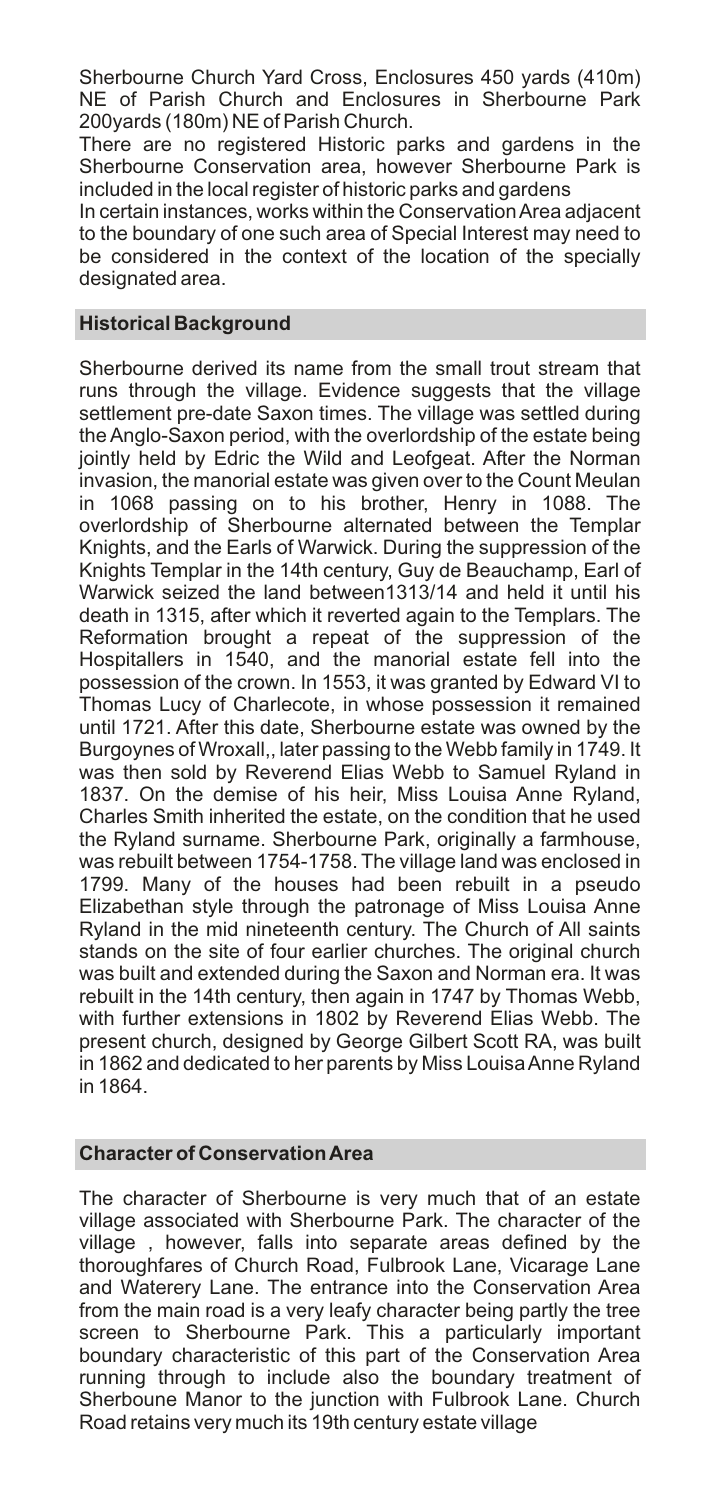Sherbourne Church Yard Cross, Enclosures 450 yards (410m) NE of Parish Church and Enclosures in Sherbourne Park 200yards (180m) NE of Parish Church.

There are no registered Historic parks and gardens in the Sherbourne Conservation area, however Sherbourne Park is included in the local register of historic parks and gardens

In certain instances, works within the Conservation Area adjacent to the boundary of one such area of Special Interest may need to be considered in the context of the location of the specially designated area.

## Historical Background

Sherbourne derived its name from the small trout stream that runs through the village. Evidence suggests that the village settlement pre-date Saxon times. The village was settled during the Anglo-Saxon period, with the overlordship of the estate being jointly held by Edric the Wild and Leofgeat. After the Norman invasion, the manorial estate was given over to the Count Meulan in 1068 passing on to his brother, Henry in 1088. The overlordship of Sherbourne alternated between the Templar Knights, and the Earls of Warwick. During the suppression of the Knights Templar in the 14th century, Guy de Beauchamp, Earl of Warwick seized the land between1313/14 and held it until his death in 1315, after which it reverted again to the Templars. The Reformation brought a repeat of the suppression of the Hospitallers in 1540, and the manorial estate fell into the possession of the crown. In 1553, it was granted by Edward VI to Thomas Lucy of Charlecote, in whose possession it remained until 1721. After this date, Sherbourne estate was owned by the Burgoynes of Wroxall,, later passing to the Webb family in 1749. It was then sold by Reverend Elias Webb to Samuel Ryland in 1837. On the demise of his heir, Miss Louisa Anne Ryland, Charles Smith inherited the estate, on the condition that he used the Ryland surname. Sherbourne Park, originally a farmhouse, was rebuilt between 1754-1758. The village land was enclosed in 1799. Many of the houses had been rebuilt in a pseudo Elizabethan style through the patronage of Miss Louisa Anne Ryland in the mid nineteenth century. The Church of All saints stands on the site of four earlier churches. The original church was built and extended during the Saxon and Norman era. It was rebuilt in the 14th century, then again in 1747 by Thomas Webb, with further extensions in 1802 by Reverend Elias Webb. The present church, designed by George Gilbert Scott RA, was built in 1862 and dedicated to her parents by Miss Louisa Anne Ryland in 1864.

## Character of Conservation Area

The character of Sherbourne is very much that of an estate village associated with Sherbourne Park. The character of the village , however, falls into separate areas defined by the thoroughfares of Church Road, Fulbrook Lane, Vicarage Lane and Waterery Lane. The entrance into the Conservation Area from the main road is a very leafy character being partly the tree screen to Sherbourne Park. This a particularly important boundary characteristic of this part of the Conservation Area running through to include also the boundary treatment of Sherboune Manor to the junction with Fulbrook Lane. Church Road retains very much its 19th century estate village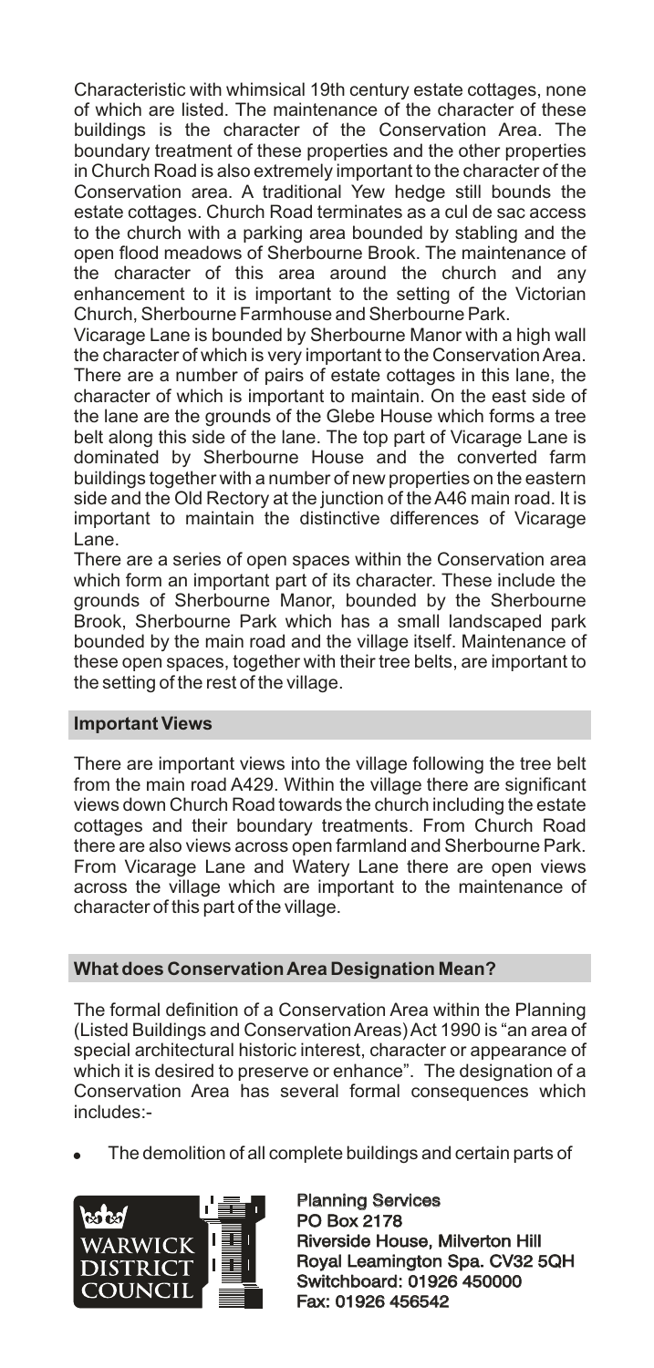Characteristic with whimsical 19th century estate cottages, none of which are listed. The maintenance of the character of these buildings is the character of the Conservation Area. The boundary treatment of these properties and the other properties in Church Road is also extremely important to the character of the Conservation area. A traditional Yew hedge still bounds the estate cottages. Church Road terminates as a cul de sac access to the church with a parking area bounded by stabling and the open flood meadows of Sherbourne Brook. The maintenance of the character of this area around the church and any enhancement to it is important to the setting of the Victorian Church, Sherbourne Farmhouse and Sherbourne Park.

Vicarage Lane is bounded by Sherbourne Manor with a high wall the character of which is very important to the Conservation Area. There are a number of pairs of estate cottages in this lane, the character of which is important to maintain. On the east side of the lane are the grounds of the Glebe House which forms a tree belt along this side of the lane. The top part of Vicarage Lane is dominated by Sherbourne House and the converted farm buildings together with a number of new properties on the eastern side and the Old Rectory at the junction of the A46 main road. It is important to maintain the distinctive differences of Vicarage Lane.

There are a series of open spaces within the Conservation area which form an important part of its character. These include the grounds of Sherbourne Manor, bounded by the Sherbourne Brook, Sherbourne Park which has a small landscaped park bounded by the main road and the village itself. Maintenance of these open spaces, together with their tree belts, are important to the setting of the rest of the village.

## Important Views

There are important views into the village following the tree belt from the main road A429. Within the village there are significant views down Church Road towards the church including the estate cottages and their boundary treatments. From Church Road there are also views across open farmland and Sherbourne Park. From Vicarage Lane and Watery Lane there are open views across the village which are important to the maintenance of character of this part of the village.

## What does Conservation Area Designation Mean?

The formal definition of a Conservation Area within the Planning (Listed Buildings and Conservation Areas) Act 1990 is "an area of special architectural historic interest, character or appearance of which it is desired to preserve or enhance". The designation of a Conservation Area has several formal consequences which includes:-

- The demolition of all complete buildings and certain parts of

Planning Services
PO Box 2178
Riverside House, Milverton Hill
Royal Leamington Spa. CV32 5QH
Switchboard: 01926 450000
Fax: 01926 456542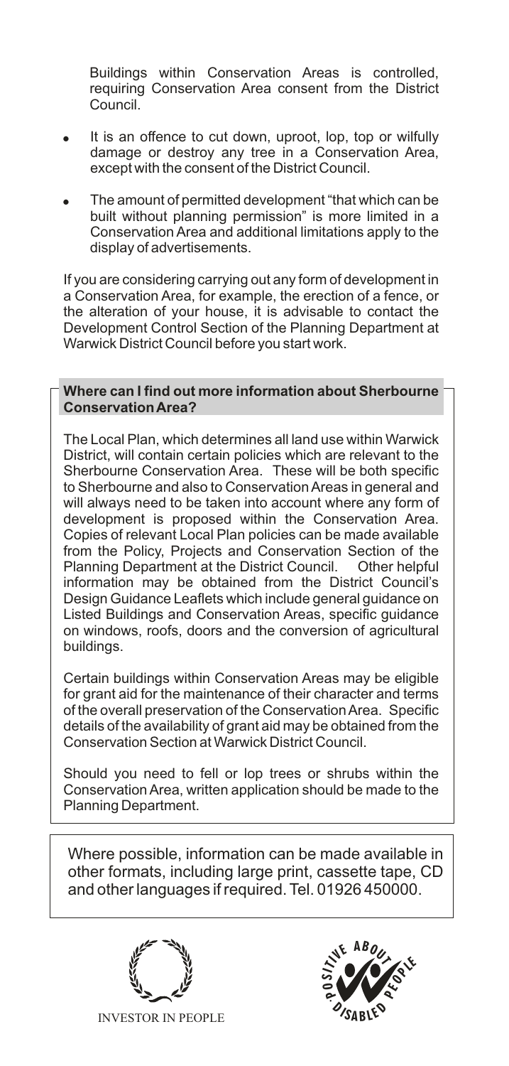Buildings within Conservation Areas is controlled, requiring Conservation Area consent from the District Council.

- It is an offence to cut down, uproot, lop, top or wilfully damage or destroy any tree in a Conservation Area, except with the consent of the District Council.
- The amount of permitted development "that which can be built without planning permission" is more limited in a Conservation Area and additional limitations apply to the display of advertisements.

If you are considering carrying out any form of development in a Conservation Area, for example, the erection of a fence, or the alteration of your house, it is advisable to contact the Development Control Section of the Planning Department at Warwick District Council before you start work.

**Where can I find out more information about Sherbourne Conservation Area?**

The Local Plan, which determines all land use within Warwick District, will contain certain policies which are relevant to the Sherbourne Conservation Area. These will be both specific to Sherbourne and also to Conservation Areas in general and will always need to be taken into account where any form of development is proposed within the Conservation Area. Copies of relevant Local Plan policies can be made available from the Policy, Projects and Conservation Section of the Planning Department at the District Council. Other helpful information may be obtained from the District Council's Design Guidance Leaflets which include general guidance on Listed Buildings and Conservation Areas, specific guidance on windows, roofs, doors and the conversion of agricultural buildings.

Certain buildings within Conservation Areas may be eligible for grant aid for the maintenance of their character and terms of the overall preservation of the Conservation Area. Specific details of the availability of grant aid may be obtained from the Conservation Section at Warwick District Council.

Should you need to fell or lop trees or shrubs within the Conservation Area, written application should be made to the Planning Department.

Where possible, information can be made available in other formats, including large print, cassette tape, CD and other languages if required. Tel. 01926 450000.

INVESTOR IN PEOPLE

POSITIVE ABOUT DISABLED PEOPLE